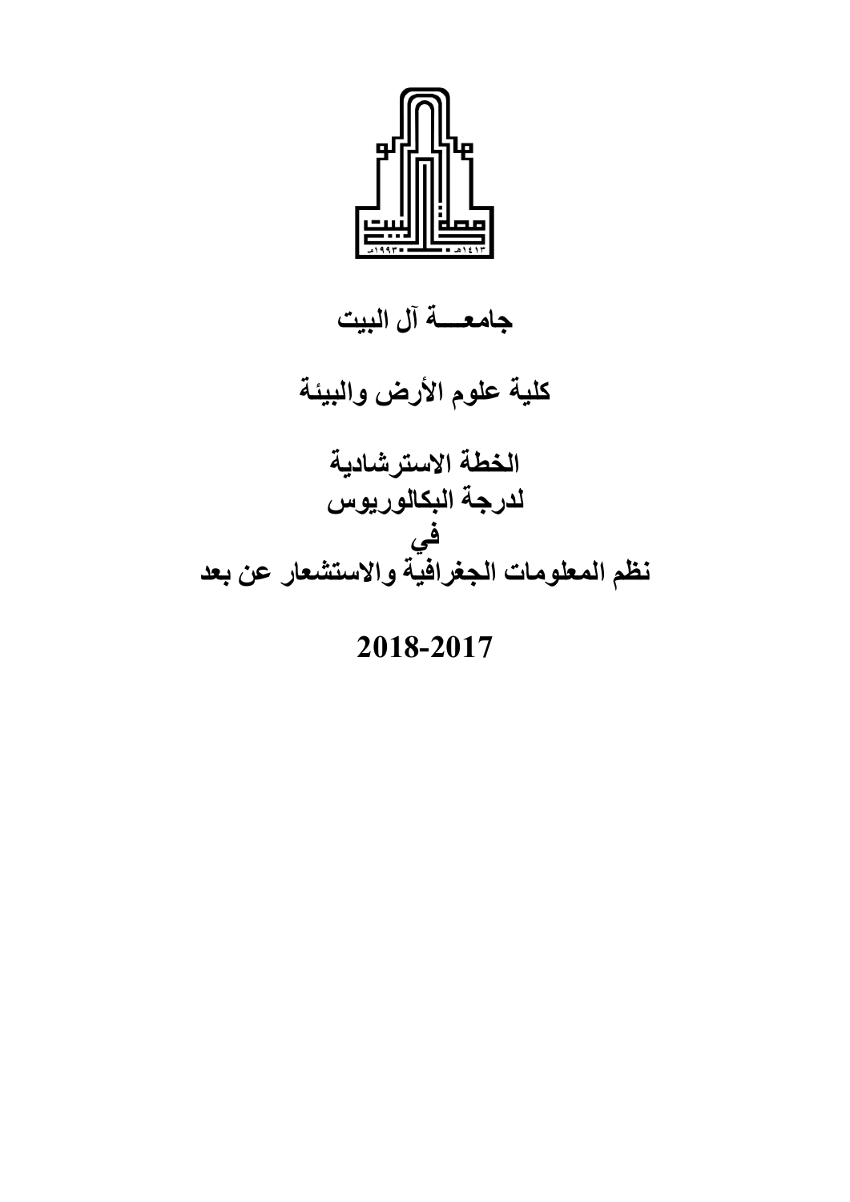# جامعـــة آل البيت

## كلية علوم الأرض والبيئة

## الخطة الاسترشادية
## لدرجة البكالوريوس
## في
## نظم المعلومات الجغرافية والاستشعار عن بعد

## 2018-2017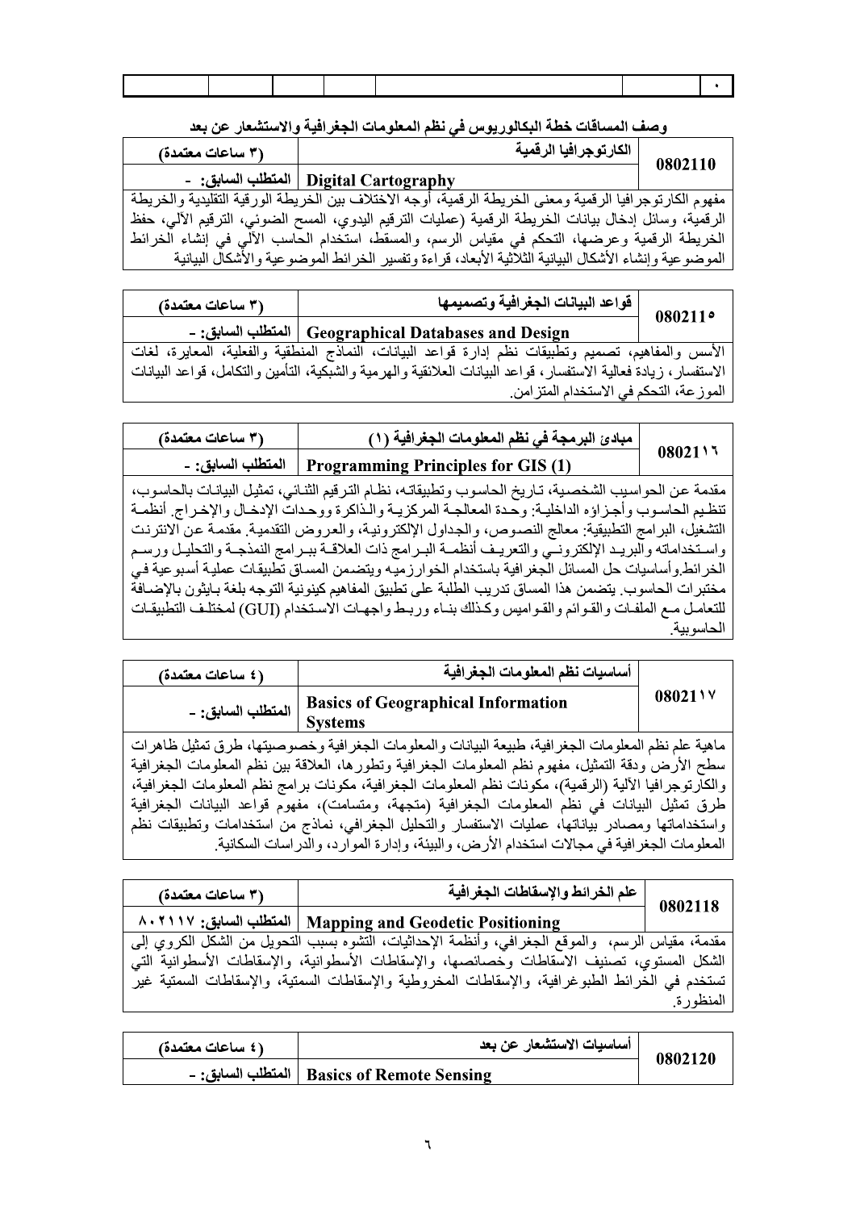|  |  |  |  |  |  | ٠ |
|---|---|---|---|---|---|---|

## وصف المساقات خطة البكالوريوس في نظم المعلومات الجغرافية والاستشعار عن بعد

| 0802110 | الكارتوجرافيا الرقمية | (٣ ساعات معتمدة) |
|---|---|---|
| | Digital Cartography | المتطلب السابق: - |

مفهوم الكارتوجرافيا الرقمية ومعنى الخريطة الرقمية، أوجه الاختلاف بين الخريطة الورقية التقليدية والخريطة الرقمية، وسائل إدخال بيانات الخريطة الرقمية (عمليات الترقيم اليدوي، المسح الضوئي، الترقيم الآلي، حفظ الخريطة الرقمية وعرضها، التحكم في مقياس الرسم، والمسقط، استخدام الحاسب الآلي في إنشاء الخرائط الموضوعية وإنشاء الأشكال البيانية الثلاثية الأبعاد، قراءة وتفسير الخرائط الموضوعية والأشكال البيانية

| 0802115 | قواعد البيانات الجغرافية وتصميمها | (٣ ساعات معتمدة) |
|---|---|---|
| | Geographical Databases and Design | المتطلب السابق: - |

الأسس والمفاهيم، تصميم وتطبيقات نظم إدارة قواعد البيانات، النماذج المنطقية والفعلية، المعايرة، لغات الاستفسار، زيادة فعالية الاستفسار، قواعد البيانات العلاقية والهرمية والشبكية، التأمين والتكامل، قواعد البيانات الموزعة، التحكم في الاستخدام المتزامن.

| 0802116 | مبادئ البرمجة في نظم المعلومات الجغرافية (١) | (٣ ساعات معتمدة) |
|---|---|---|
| | Programming Principles for GIS (1) | المتطلب السابق: - |

مقدمة عن الحواسيب الشخصية، تاريخ الحاسوب وتطبيقاته، نظام الترقيم الثنائي، تمثيل البيانات بالحاسوب، تنظيم الحاسوب وأجزاؤه الداخلية: وحدة المعالجة المركزية والذاكرة ووحدات الإدخال والإخراج. أنظمة التشغيل، البرامج التطبيقية: معالج النصوص، والجداول الإلكترونية، والعروض التقدمية. مقدمة عن الانترنت واستخداماته والبريد الإلكتروني والتعريف أنظمة البرامج ذات العلاقة ببرامج النمذجة والتحليل ورسم الخرائط.وأساسيات حل المسائل الجغرافية باستخدام الخوارزميه ويتضمن المساق تطبيقات عملية أسبوعية في مختبرات الحاسوب. يتضمن هذا المساق تدريب الطلبة على تطبيق المفاهيم كينونية التوجه بلغة بايثون بالإضافة للتعامل مع الملفات والقوائم والقواميس وكذلك بناء وربط واجهات الاستخدام (GUI) لمختلف التطبيقات الحاسوبية.

| 0802117 | أساسيات نظم المعلومات الجغرافية | (٤ ساعات معتمدة) |
|---|---|---|
| | Basics of Geographical Information Systems | المتطلب السابق: - |

ماهية علم نظم المعلومات الجغرافية، طبيعة البيانات والمعلومات الجغرافية وخصوصيتها، طرق تمثيل ظاهرات سطح الأرض ودقة التمثيل، مفهوم نظم المعلومات الجغرافية وتطورها، العلاقة بين نظم المعلومات الجغرافية والكارتوجرافيا الآلية (الرقمية)، مكونات نظم المعلومات الجغرافية، مكونات برامج نظم المعلومات الجغرافية، طرق تمثيل البيانات في نظم المعلومات الجغرافية (متجهة، ومتسامت)، مفهوم قواعد البيانات الجغرافية واستخداماتها ومصادر بياناتها، عمليات الاستفسار والتحليل الجغرافي، نماذج من استخدامات وتطبيقات نظم المعلومات الجغرافية في مجالات استخدام الأرض، والبيئة، وإدارة الموارد، والدراسات السكانية.

| 0802118 | علم الخرائط والإسقاطات الجغرافية | (٣ ساعات معتمدة) |
|---|---|---|
| | Mapping and Geodetic Positioning | المتطلب السابق: ٨٠٢١١٧ |

مقدمة، مقياس الرسم، والموقع الجغرافي، وأنظمة الإحداثيات، التشوه بسبب التحويل من الشكل الكروي إلى الشكل المستوي، تصنيف الاسقاطات وخصائصها، والإسقاطات الأسطوانية، والإسقاطات الأسطوانية التي تستخدم في الخرائط الطبوغرافية، والإسقاطات المخروطية والإسقاطات السمتية، والإسقاطات السمتية غير المنظورة.

| 0802120 | أساسيات الاستشعار عن بعد | (٤ ساعات معتمدة) |
|---|---|---|
| | Basics of Remote Sensing | المتطلب السابق: - |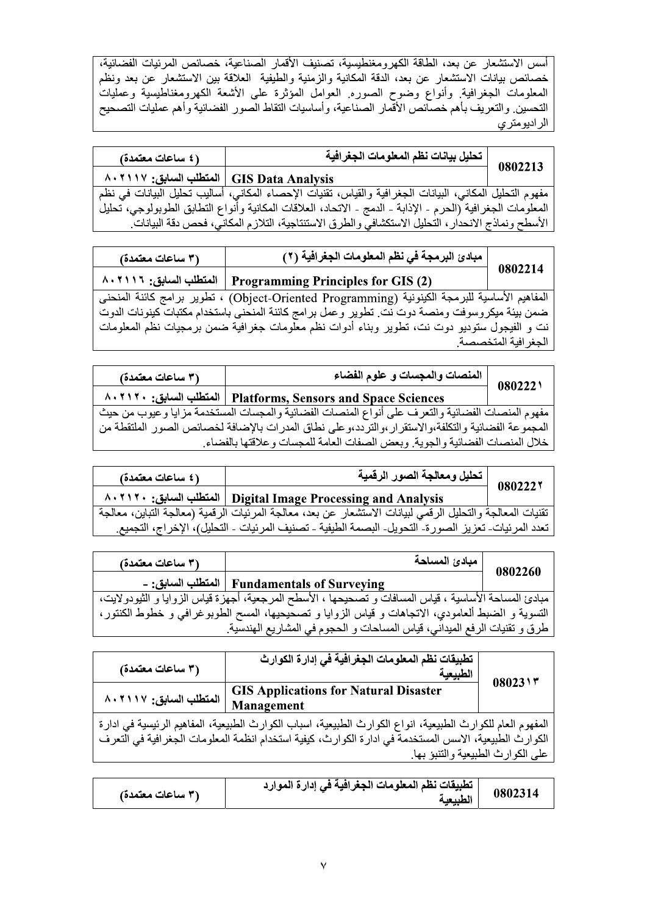أسس الاستشعار عن بعد، الطاقة الكهرومغنطيسية، تصنيف الأقمار الصناعية، خصائص المرئيات الفضائية، خصائص بيانات الاستشعار عن بعد، الدقة المكانية والزمنية والطيفية العلاقة بين الاستشعار عن بعد ونظم المعلومات الجغرافية. وأنواع وضوح الصوره. العوامل المؤثرة على الأشعة الكهرومغناطيسية وعمليات التحسين. والتعريف بأهم خصائص الأقمار الصناعية، وأساسيات التقاط الصور الفضائية وأهم عمليات التصحيح الراديومتري

| 0802213 | تحليل بيانات نظم المعلومات الجغرافية | (٤ ساعات معتمدة) |
|---|---|---|
| | GIS Data Analysis | المتطلب السابق: ٨٠٢١١٧ |
| مفهوم التحليل المكاني، البيانات الجغرافية والقياس، تقنيات الإحصاء المكاني، أساليب تحليل البيانات في نظم المعلومات الجغرافية (الحرم - الإذابة - الدمج - الاتحاد، العلاقات المكانية وأنواع التطابق الطوبولوجي، تحليل الأسطح ونماذج الانحدار، التحليل الاستكشافي والطرق الاستنتاجية، التلازم المكاني، فحص دقة البيانات. | | |

| 0802214 | مبادئ البرمجة في نظم المعلومات الجغرافية (٢) | (٣ ساعات معتمدة) |
|---|---|---|
| | Programming Principles for GIS (2) | المتطلب السابق: ٨٠٢١١٦ |
| المفاهيم الأساسية للبرمجة الكينونية (Object-Oriented Programming) ، تطوير برامج كائنة المنحنى ضمن بيئة ميكروسوفت ومنصة دوت نت. تطوير وعمل برامج كائنة المنحنى باستخدام مكتبات كينونات الدوت نت و الفيجول ستوديو دوت نت، تطوير وبناء أدوات نظم معلومات جغرافية ضمن برمجيات نظم المعلومات الجغرافية المتخصصة. | | |

| 0802221 | المنصات والمجسات و علوم الفضاء | (٣ ساعات معتمدة) |
|---|---|---|
| | Platforms, Sensors and Space Sciences | المتطلب السابق: ٨٠٢١٢٠ |
| مفهوم المنصات الفضائية والتعرف على أنواع المنصات الفضائية والمجسات المستخدمة مزايا وعيوب من حيث المجموعة الفضائية والتكلفة،والاستقرار،والتردد،وعلى نطاق المدرات بالإضافة لخصائص الصور الملتقطة من خلال المنصات الفضائية والجوية. وبعض الصفات العامة للمجسات وعلاقتها بالفضاء. | | |

| 0802222 | تحليل ومعالجة الصور الرقمية | (٤ ساعات معتمدة) |
|---|---|---|
| | Digital Image Processing and Analysis | المتطلب السابق: ٨٠٢١٢٠ |
| تقنيات المعالجة والتحليل الرقمي لبيانات الاستشعار عن بعد، معالجة المرئيات الرقمية (معالجة التباين، معالجة تعدد المرئيات- تعزيز الصورة- التحويل- البصمة الطيفية - تصنيف المرئيات - التحليل)، الإخراج، التجميع. | | |

| 0802260 | مبادئ المساحة | (٣ ساعات معتمدة) |
|---|---|---|
| | Fundamentals of Surveying | المتطلب السابق: - |
| مبادئ المساحة الأساسية ، قياس المسافات و تصحيحها ، الأسطح المرجعية، أجهزة قياس الزوايا و الثيودولايت، التسوية و الضبط ألعامودي، الاتجاهات و قياس الزوايا و تصحيحها، المسح الطوبوغرافي و خطوط الكنتور، طرق و تقنيات الرفع الميداني، قياس المساحات و الحجوم في المشاريع الهندسية. | | |

| 0802313 | تطبيقات نظم المعلومات الجغرافية في إدارة الكوارث الطبيعية | (٣ ساعات معتمدة) |
|---|---|---|
| | GIS Applications for Natural Disaster Management | المتطلب السابق: ٨٠٢١١٧ |
| المفهوم العام للكوارث الطبيعية، انواع الكوارث الطبيعية، اسباب الكوارث الطبيعية، المفاهيم الرئيسية في ادارة الكوارث الطبيعية، الاسس المستخدمة في ادارة الكوارث، كيفية استخدام انظمة المعلومات الجغرافية في التعرف على الكوارث الطبيعية والتنبؤ بها. | | |

| 0802314 | تطبيقات نظم المعلومات الجغرافية في إدارة الموارد الطبيعية | (٣ ساعات معتمدة) |
|---|---|---|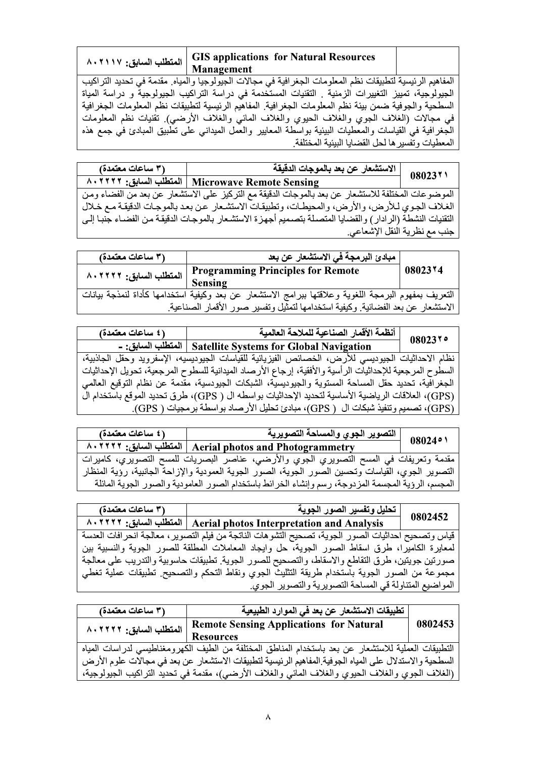| | GIS applications for Natural Resources Management | المتطلب السابق: ٨٠٢١١٧ |
|---|---|---|
| المفاهيم الرئيسية لتطبيقات نظم المعلومات الجغرافية في مجالات الجيولوجيا والمياه. مقدمة في تحديد التراكيب الجيولوجية، تمييز التغييرات الزمنية . التقنيات المستخدمة في دراسة التراكيب الجيولوجية و دراسة المياة السطحية والجوفية ضمن بيئة نظم المعلومات الجغرافية. المفاهيم الرئيسية لتطبيقات نظم المعلومات الجغرافية في مجالات (الغلاف الجوي والغلاف الحيوي والغلاف المائي والغلاف الأرضي). تقنيات نظم المعلومات الجغرافية في القياسات والمعطيات البيئية بواسطة المعايير والعمل الميداني على تطبيق المبادئ في جمع هذه المعطيات وتفسيرها لحل القضايا البيئية المختلفة. | | |

| 0802321 | الاستشعار عن بعد بالموجات الدقيقة | (٣ ساعات معتمدة) |
|---|---|---|
| | Microwave Remote Sensing | المتطلب السابق: ٨٠٢٢٢٢ |
| الموضوعات المختلفة للاستشعار عن بعد بالموجات الدقيقة مع التركيز على الاستشعار عن بعد من الفضاء ومن الغلاف الجوي للأرض، والأرض، والمحيطات، وتطبيقات الاستشعار عن بعد بالموجات الدقيقة مع خلال التقنيات النشطة (الرادار) والقضايا المتصلة بتصميم أجهزة الاستشعار بالموجات الدقيقة من الفضاء جنبا إلى جنب مع نظرية النقل الإشعاعي. | | |

| 0802324 | مبادئ البرمجة في الاستشعار عن بعد | (٣ ساعات معتمدة) |
|---|---|---|
| | Programming Principles for Remote Sensing | المتطلب السابق: ٨٠٢٢٢٢ |
| التعريف بمفهوم البرمجة اللغوية وعلاقتها ببرامج الاستشعار عن بعد وكيفية استخدامها كأداة لنمذجة بيانات الاستشعار عن بعد الفضائية. وكيفية استخدامها لتمثيل وتفسير صور الأقمار الصناعية. | | |

| 0802325 | أنظمة الأقمار الصناعية للملاحة العالمية | (٤ ساعات معتمدة) |
|---|---|---|
| | Satellite Systems for Global Navigation | المتطلب السابق: - |
| نظام الاحداثيات الجيوديسي للأرض، الخصائص الفيزيائية للقياسات الجيوديسيه، الإسفرويد وحقل الجاذبية، السطوح المرجعية للإحداثيات الرأسية والأفقية، إرجاع الأرصاد الميدانية للسطوح المرجعية، تحويل الإحداثيات الجغرافية، تحديد حقل المساحة المستوية والجيوديسية، الشبكات الجيودسية، مقدمة عن نظام التوقيع العالمي (GPS)، العلاقات الرياضية الأساسية لتحديد الإحداثيات بواسطه ال ( GPS)، طرق تحديد الموقع باستخدام ال (GPS)، تصميم وتنفيذ شبكات ال ( GPS)، مبادئ تحليل الأرصاد بواسطة برمجيات ( GPS). | | |

| 0802451 | التصوير الجوي والمساحة التصويرية | (٤ ساعات معتمدة) |
|---|---|---|
| | Aerial photos and Photogrammetry | المتطلب السابق: ٨٠٢٢٢٢ |
| مقدمة وتعريفات في المسح التصويري الجوي والأرضي، عناصر البصريات للمسح التصويري، كاميرات التصوير الجوي، القياسات وتحسين الصور الجوية، الصور الجوية العمودية والإزاحة الجانبية، رؤية المنظار المجسم، الرؤية المجسمة المزدوجة، رسم وإنشاء الخرائط باستخدام الصور العامودية والصور الجوية المائلة | | |

| 0802452 | تحليل وتفسير الصور الجوية | (٣ ساعات معتمدة) |
|---|---|---|
| | Aerial photos Interpretation and Analysis | المتطلب السابق: ٨٠٢٢٢٢ |
| قياس وتصحيح احداثيات الصور الجوية، تصحيح التشوهات الناتجة من فيلم التصوير، معالجة انحرافات العدسة لمعايرة الكاميرا، طرق اسقاط الصور الجوية، حل وايجاد المعاملات المطلقة للصور الجوية والنسبية بين صورتين جويتين، طرق التقاطع والاسقاط، والتصحيح للصور الجوية. تطبيقات حاسوبية والتدريب على معالجة مجموعة من الصور الجوية باستخدام طريقة التثليث الجوي ونقاط التحكم والتصحيح. تطبيقات عملية تغطي المواضيع المتناولة في المساحة التصويرية والتصوير الجوي. | | |

| 0802453 | تطبيقات الاستشعار عن بعد في الموارد الطبيعية | (٣ ساعات معتمدة) |
|---|---|---|
| | Remote Sensing Applications for Natural Resources | المتطلب السابق: ٨٠٢٢٢٢ |
| التطبيقات العملية للاستشعار عن بعد باستخدام المناطق المختلفة من الطيف الكهرومغناطيسي لدراسات المياه السطحية والاستدلال على المياه الجوفية.المفاهيم الرئيسية لتطبيقات الاستشعار عن بعد في مجالات علوم الأرض (الغلاف الجوي والغلاف الحيوي والغلاف المائي والغلاف الأرضي)، مقدمة في تحديد التراكيب الجيولوجية، | | |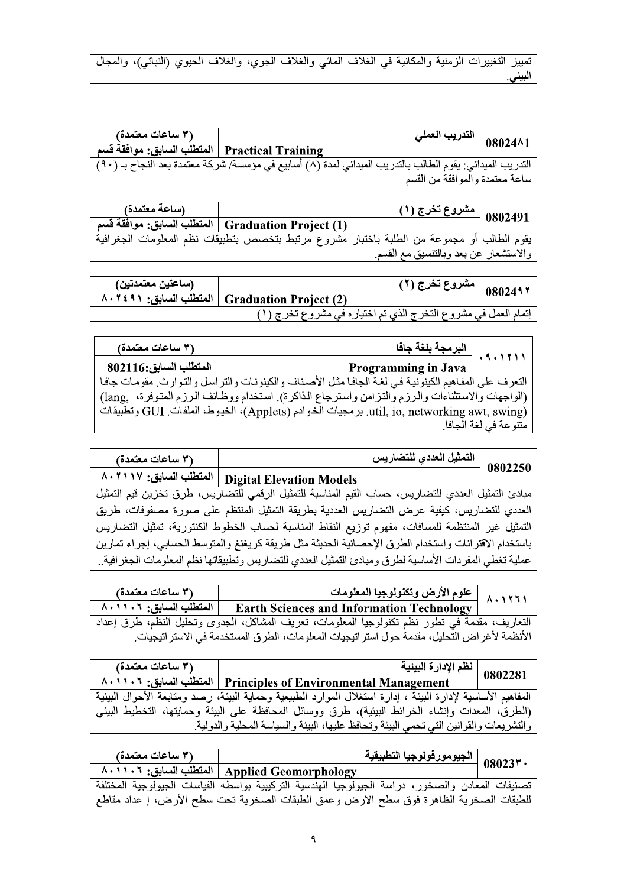تمييز التغييرات الزمنية والمكانية في الغلاف المائي والغلاف الجوي، والغلاف الحيوي (النباتي)، والمجال البيئي.

| 0802481 | التدريب العملي | (٣ ساعات معتمدة) |
|---|---|---|
| | Practical Training | المتطلب السابق: موافقة قسم |
| | التدريب الميداني: يقوم الطالب بالتدريب الميداني لمدة (٨) أسابيع في مؤسسة/ شركة معتمدة بعد النجاح بـ (٩٠) ساعة معتمدة والموافقة من القسم | |

| 0802491 | مشروع تخرج (١) | (ساعة معتمدة) |
|---|---|---|
| | Graduation Project (1) | المتطلب السابق: موافقة قسم |
| | يقوم الطالب أو مجموعة من الطلبة باختبار مشروع مرتبط بتخصص بتطبيقات نظم المعلومات الجغرافية والاستشعار عن بعد وبالتنسيق مع القسم. | |

| 0802492 | مشروع تخرج (٢) | (ساعتين معتمدتين) |
|---|---|---|
| | Graduation Project (2) | المتطلب السابق: ٨٠٢٤٩١ |
| | إتمام العمل في مشروع التخرج الذي تم اختياره في مشروع تخرج (١) | |

| ٠٩٠١٢١١ | البرمجة بلغة جافا | (٣ ساعات معتمدة) |
|---|---|---|
| | Programming in Java | المتطلب السابق:802116 |
| | التعرف على المفاهيم الكينونية في لغة الجافا مثل الأصناف والكينونات والتراسل والتوارث. مقومات جافا (الواجهات والاستثناءات والرزم والتزامن واسترجاع الذاكرة). استخدام ووظائف الرزم المتوفرة، (lang, util, io, networking awt, swing). برمجيات الخوادم (Applets)، الخيوط، الملفات. GUI وتطبيقات متنوعة في لغة الجافا. | |

| 0802250 | التمثيل العددي للتضاريس | (٣ ساعات معتمدة) |
|---|---|---|
| | Digital Elevation Models | المتطلب السابق: ٨٠٢١١٧ |
| | مبادئ التمثيل العددي للتضاريس، حساب القيم المناسبة للتمثيل الرقمي للتضاريس، طرق تخزين قيم التمثيل العددي للتضاريس، كيفية عرض التضاريس العددية بطريقة التمثيل المنتظم على صورة مصفوفات، طريق التمثيل غير المنتظمة للمسافات، مفهوم توزيع النقاط المناسبة لحساب الخطوط الكنتورية، تمثيل التضاريس باستخدام الاقترانات واستخدام الطرق الإحصائية الحديثة مثل طريقة كريغنغ والمتوسط الحسابي، إجراء تمارين عملية تغطي المفردات الأساسية لطرق ومبادئ التمثيل العددي للتضاريس وتطبيقاتها نظم المعلومات الجغرافية.. | |

| ٨٠١٢٦١ | علوم الأرض وتكنولوجيا المعلومات | (٣ ساعات معتمدة) |
|---|---|---|
| | Earth Sciences and Information Technology | المتطلب السابق: ٨٠١١٠٦ |
| | التعاريف، مقدمة في تطور نظم تكنولوجيا المعلومات، تعريف المشاكل، الجدوى وتحليل النظم، طرق إعداد الأنظمة لأغراض التحليل، مقدمة حول استراتيجيات المعلومات، الطرق المستخدمة في الاستراتيجيات. | |

| 0802281 | نظم الإدارة البيئية | (٣ ساعات معتمدة) |
|---|---|---|
| | Principles of Environmental Management | المتطلب السابق: ٨٠١١٠٦ |
| | المفاهيم الأساسية لإدارة البيئة ، إدارة استغلال الموارد الطبيعية وحماية البيئة، رصد ومتابعة الأحوال البيئية (الطرق، المعدات وإنشاء الخرائط البيئية)، طرق ووسائل المحافظة على البيئة وحمايتها، التخطيط البيئي والتشريعات والقوانين التي تحمي البيئة وتحافظ عليها، البيئة والسياسة المحلية والدولية. | |

| 0802330 | الجيومورفولوجيا التطبيقية | (٣ ساعات معتمدة) |
|---|---|---|
| | Applied Geomorphology | المتطلب السابق: ٨٠١١٠٦ |
| | تصنيفات المعادن والصخور، دراسة الجيولوجيا الهندسية التركيبية بواسطه القياسات الجيولوجية المختلفة للطبقات الصخرية الظاهرة فوق سطح الارض وعمق الطبقات الصخرية تحت سطح الأرض، إعداد مقاطع | |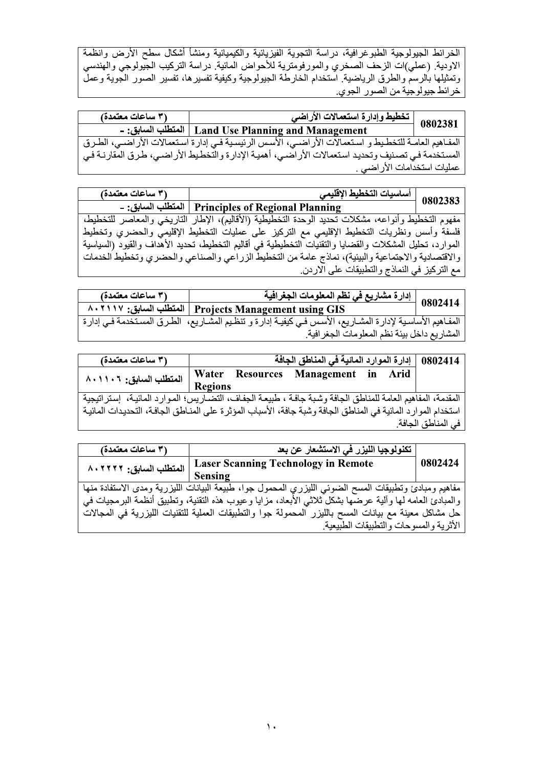الخرائط الجيولوجية الطبوغرافية، دراسة التجوية الفيزيائية والكيميائية ومنشأ أشكال سطح الأرض وانظمة الاودية. (عملي)ات الزحف الصخري والمورفومترية للأحواض المائية. دراسة التركيب الجيولوجي والهندسي وتمثيلها بالرسم والطرق الرياضية. استخدام الخارطة الجيولوجية وكيفية تفسيرها، تفسير الصور الجوية وعمل خرائط جيولوجية من الصور الجوي.

| | | |
|---|---|---|
| 0802381 | تخطيط وإدارة استعمالات الأراضي | (٣ ساعات معتمدة) |
| | Land Use Planning and Management | المتطلب السابق: - |
| المفاهيم العامة للتخطيط و استعمالات الأراضي، الأسس الرئيسية في إدارة استعمالات الأراضي، الطرق المستخدمة في تصنيف وتحديد استعمالات الأراضي، أهمية الإدارة والتخطيط الأراضي، طرق المقارنة في عمليات استخدامات الأراضي . | | |

| | | |
|---|---|---|
| 0802383 | أساسيات التخطيط الإقليمي | (٣ ساعات معتمدة) |
| | Principles of Regional Planning | المتطلب السابق: - |
| مفهوم التخطيط وأنواعه، مشكلات تحديد الوحدة التخطيطية (الأقاليم)، الإطار التاريخي والمعاصر للتخطيط، فلسفة وأسس ونظريات التخطيط الاقليمي مع التركيز على عمليات التخطيط الإقليمي والحضري وتخطيط الموارد، تحليل المشكلات والقضايا والتقنيات التخطيطية في أقاليم التخطيط، تحديد الأهداف والقيود (السياسية والاقتصادية والاجتماعية والبيئية)، نماذج عامة من التخطيط الزراعي والصناعي والحضري وتخطيط الخدمات مع التركيز في النماذج والتطبيقات على الاردن. | | |

| | | |
|---|---|---|
| 0802414 | إدارة مشاريع في نظم المعلومات الجغرافية | (٣ ساعات معتمدة) |
| | Projects Management using GIS | المتطلب السابق: ٨٠٢١١٧ |
| المفاهيم الأساسية لإدارة المشاريع، الأسس في كيفية إدارة و تنظيم المشاريع، الطرق المستخدمة في إدارة المشاريع داخل بيئة نظم المعلومات الجغرافية. | | |

| | | |
|---|---|---|
| 0802414 | إدارة الموارد المائية في المناطق الجافة | (٣ ساعات معتمدة) |
| | Water Resources Management in Arid Regions | المتطلب السابق: ٨٠١١٠٦ |
| المقدمة، المفاهيم العامة للمناطق الجافة وشبة جافة ، طبيعة الجفاف، التضاريس؛ الموارد المائية، إستراتيجية استخدام الموارد المائية في المناطق الجافة وشبة جافة، الأسباب المؤثرة على المناطق الجافة، التحديات المائية في المناطق الجافة. | | |

| | | |
|---|---|---|
| 0802424 | تكنولوجيا الليزر في الاستشعار عن بعد | (٣ ساعات معتمدة) |
| | Laser Scanning Technology in Remote Sensing | المتطلب السابق: ٨٠٢٢٢٢ |
| مفاهيم ومبادئ وتطبيقات المسح الضوئي الليزري المحمول جوا، طبيعة البيانات الليزرية ومدى الاستفادة منها والمبادئ العامه لها وآلية عرضها بشكل ثلاثي الأبعاد، مزايا وعيوب هذه التقنية، وتطبيق أنظمة البرمجيات في حل مشاكل معينة مع بيانات المسح بالليزر المحمولة جوا والتطبيقات العملية للتقنيات الليزرية في المجالات الأثرية والمسوحات والتطبيقات الطبيعية. | | |